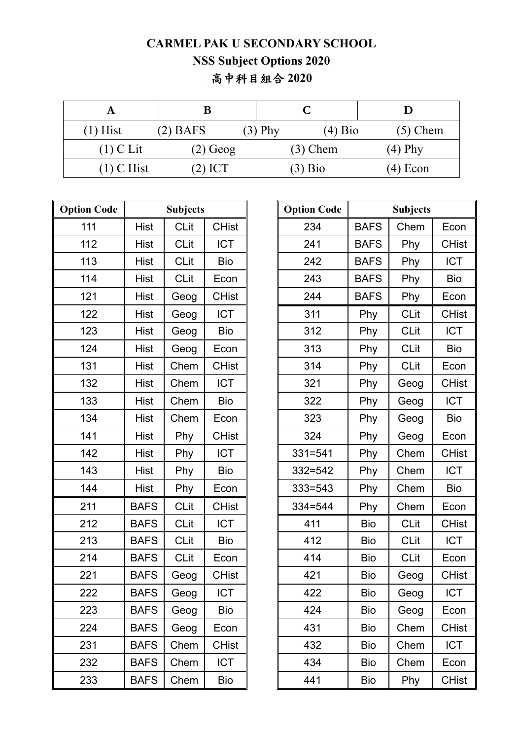# CARMEL PAK U SECONDARY SCHOOL

## NSS Subject Options 2020

## 高中科目組合 2020

| A | B | C | D | |
|---|---|---|---|---|
| (1) Hist | (2) BAFS | (3) Phy | (4) Bio | (5) Chem |
| (1) C Lit | (2) Geog | (3) Chem | (4) Phy | |
| (1) C Hist | (2) ICT | (3) Bio | (4) Econ | |

| Option Code | Subjects | | |
|---|---|---|---|
| 111 | Hist | CLit | CHist |
| 112 | Hist | CLit | ICT |
| 113 | Hist | CLit | Bio |
| 114 | Hist | CLit | Econ |
| 121 | Hist | Geog | CHist |
| 122 | Hist | Geog | ICT |
| 123 | Hist | Geog | Bio |
| 124 | Hist | Geog | Econ |
| 131 | Hist | Chem | CHist |
| 132 | Hist | Chem | ICT |
| 133 | Hist | Chem | Bio |
| 134 | Hist | Chem | Econ |
| 141 | Hist | Phy | CHist |
| 142 | Hist | Phy | ICT |
| 143 | Hist | Phy | Bio |
| 144 | Hist | Phy | Econ |
| 211 | BAFS | CLit | CHist |
| 212 | BAFS | CLit | ICT |
| 213 | BAFS | CLit | Bio |
| 214 | BAFS | CLit | Econ |
| 221 | BAFS | Geog | CHist |
| 222 | BAFS | Geog | ICT |
| 223 | BAFS | Geog | Bio |
| 224 | BAFS | Geog | Econ |
| 231 | BAFS | Chem | CHist |
| 232 | BAFS | Chem | ICT |
| 233 | BAFS | Chem | Bio |

| Option Code | Subjects | | |
|---|---|---|---|
| 234 | BAFS | Chem | Econ |
| 241 | BAFS | Phy | CHist |
| 242 | BAFS | Phy | ICT |
| 243 | BAFS | Phy | Bio |
| 244 | BAFS | Phy | Econ |
| 311 | Phy | CLit | CHist |
| 312 | Phy | CLit | ICT |
| 313 | Phy | CLit | Bio |
| 314 | Phy | CLit | Econ |
| 321 | Phy | Geog | CHist |
| 322 | Phy | Geog | ICT |
| 323 | Phy | Geog | Bio |
| 324 | Phy | Geog | Econ |
| 331=541 | Phy | Chem | CHist |
| 332=542 | Phy | Chem | ICT |
| 333=543 | Phy | Chem | Bio |
| 334=544 | Phy | Chem | Econ |
| 411 | Bio | CLit | CHist |
| 412 | Bio | CLit | ICT |
| 414 | Bio | CLit | Econ |
| 421 | Bio | Geog | CHist |
| 422 | Bio | Geog | ICT |
| 424 | Bio | Geog | Econ |
| 431 | Bio | Chem | CHist |
| 432 | Bio | Chem | ICT |
| 434 | Bio | Chem | Econ |
| 441 | Bio | Phy | CHist |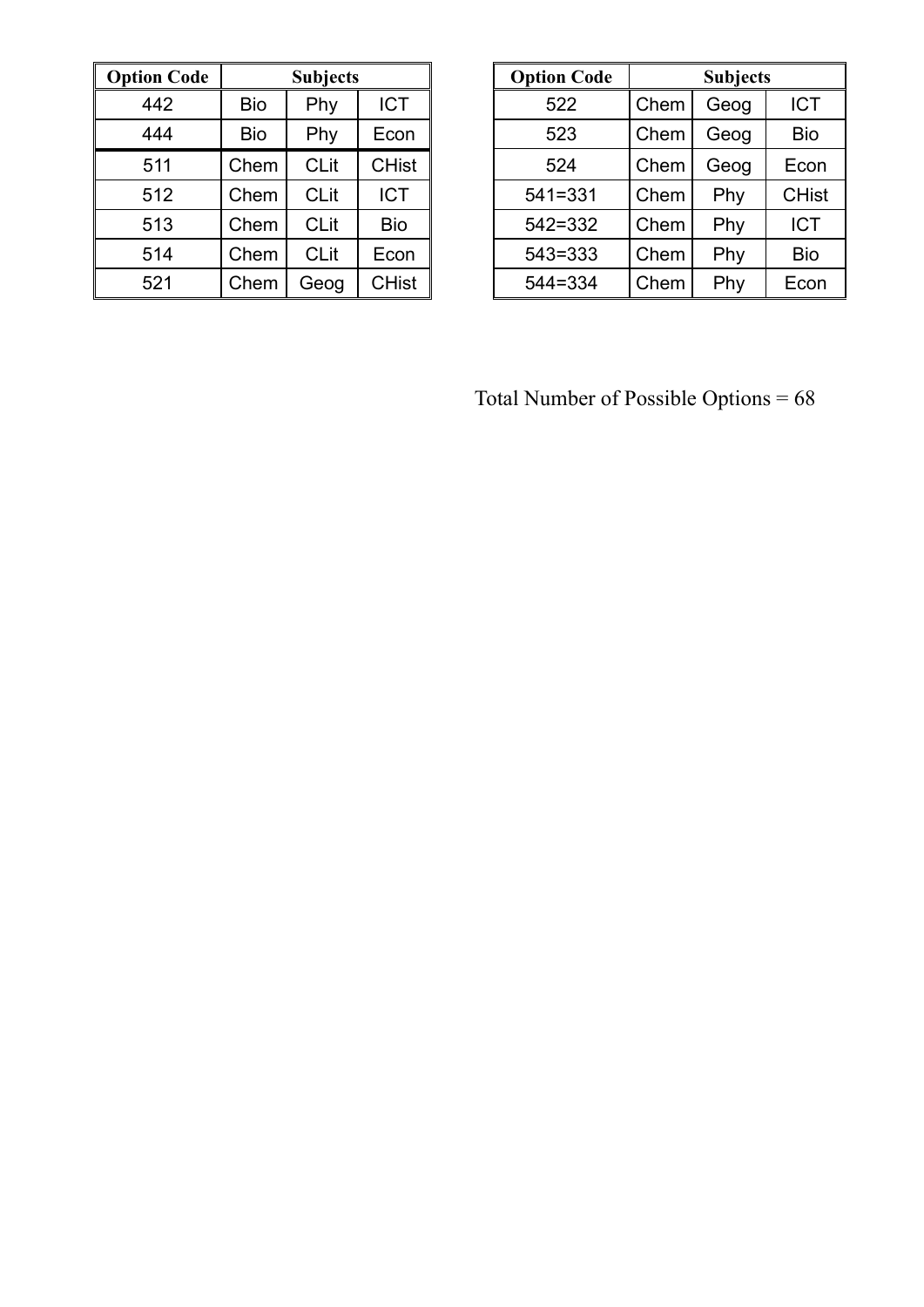| Option Code | Subjects | | |
| --- | --- | --- | --- |
| 442 | Bio | Phy | ICT |
| 444 | Bio | Phy | Econ |
| 511 | Chem | CLit | CHist |
| 512 | Chem | CLit | ICT |
| 513 | Chem | CLit | Bio |
| 514 | Chem | CLit | Econ |
| 521 | Chem | Geog | CHist |

| Option Code | Subjects | | |
| --- | --- | --- | --- |
| 522 | Chem | Geog | ICT |
| 523 | Chem | Geog | Bio |
| 524 | Chem | Geog | Econ |
| 541=331 | Chem | Phy | CHist |
| 542=332 | Chem | Phy | ICT |
| 543=333 | Chem | Phy | Bio |
| 544=334 | Chem | Phy | Econ |

Total Number of Possible Options = 68